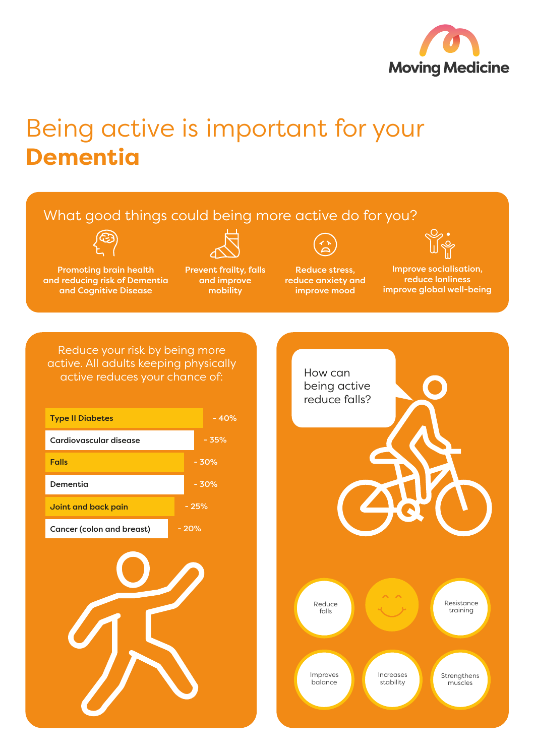Moving Medicine

# Being active is important for your **Dementia**

## What good things could being more active do for you?

- Promoting brain health and reducing risk of Dementia and Cognitive Disease
- Prevent frailty, falls and improve mobility
- Reduce stress, reduce anxiety and improve mood
- Improve socialisation, reduce lonliness improve global well-being

## Reduce your risk by being more active. All adults keeping physically active reduces your chance of:

| Condition | Reduction |
|---|---|
| Type II Diabetes | - 40% |
| Cardiovascular disease | - 35% |
| Falls | - 30% |
| Dementia | - 30% |
| Joint and back pain | - 25% |
| Cancer (colon and breast) | - 20% |

## How can being active reduce falls?

- Reduce falls
- Resistance training
- Improves balance
- Increases stability
- Strengthens muscles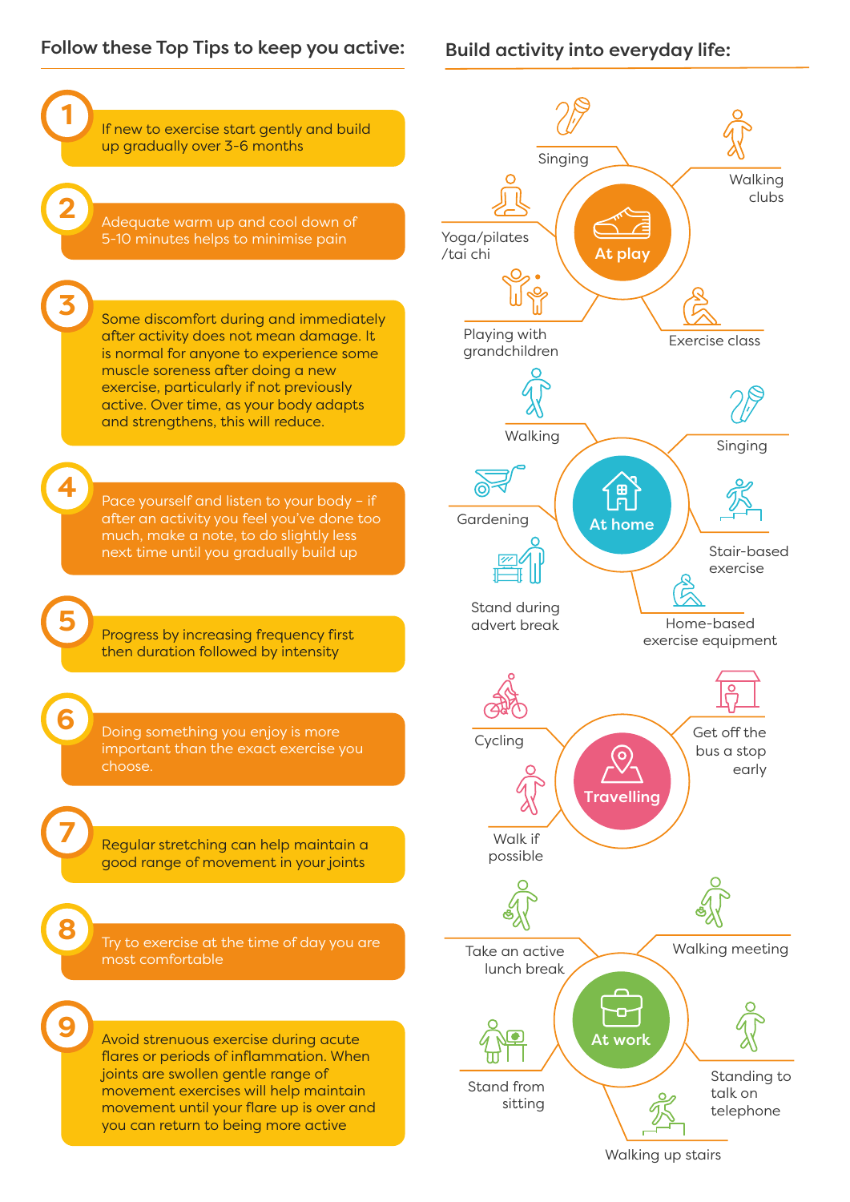## Follow these Top Tips to keep you active:

1. If new to exercise start gently and build up gradually over 3-6 months
2. Adequate warm up and cool down of 5-10 minutes helps to minimise pain
3. Some discomfort during and immediately after activity does not mean damage. It is normal for anyone to experience some muscle soreness after doing a new exercise, particularly if not previously active. Over time, as your body adapts and strengthens, this will reduce.
4. Pace yourself and listen to your body – if after an activity you feel you've done too much, make a note, to do slightly less next time until you gradually build up
5. Progress by increasing frequency first then duration followed by intensity
6. Doing something you enjoy is more important than the exact exercise you choose.
7. Regular stretching can help maintain a good range of movement in your joints
8. Try to exercise at the time of day you are most comfortable
9. Avoid strenuous exercise during acute flares or periods of inflammation. When joints are swollen gentle range of movement exercises will help maintain movement until your flare up is over and you can return to being more active

## Build activity into everyday life:

**At play**
- Singing
- Walking clubs
- Yoga/pilates /tai chi
- Playing with grandchildren
- Exercise class

**At home**
- Walking
- Singing
- Gardening
- Stair-based exercise
- Stand during advert break
- Home-based exercise equipment

**Travelling**
- Cycling
- Get off the bus a stop early
- Walk if possible

**At work**
- Take an active lunch break
- Walking meeting
- Stand from sitting
- Standing to talk on telephone
- Walking up stairs